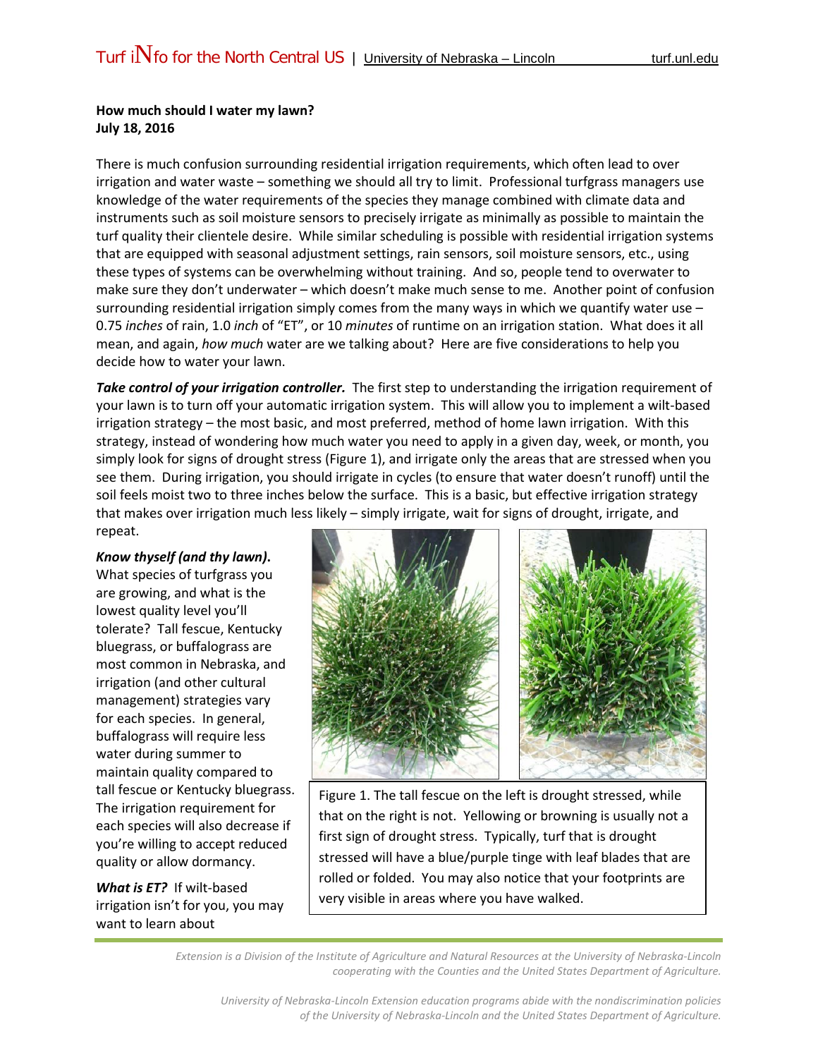**How much should I water my lawn?**
**July 18, 2016**

There is much confusion surrounding residential irrigation requirements, which often lead to over irrigation and water waste – something we should all try to limit. Professional turfgrass managers use knowledge of the water requirements of the species they manage combined with climate data and instruments such as soil moisture sensors to precisely irrigate as minimally as possible to maintain the turf quality their clientele desire. While similar scheduling is possible with residential irrigation systems that are equipped with seasonal adjustment settings, rain sensors, soil moisture sensors, etc., using these types of systems can be overwhelming without training. And so, people tend to overwater to make sure they don't underwater – which doesn't make much sense to me. Another point of confusion surrounding residential irrigation simply comes from the many ways in which we quantify water use – 0.75 *inches* of rain, 1.0 *inch* of "ET", or 10 *minutes* of runtime on an irrigation station. What does it all mean, and again, *how much* water are we talking about? Here are five considerations to help you decide how to water your lawn.

***Take control of your irrigation controller.*** The first step to understanding the irrigation requirement of your lawn is to turn off your automatic irrigation system. This will allow you to implement a wilt-based irrigation strategy – the most basic, and most preferred, method of home lawn irrigation. With this strategy, instead of wondering how much water you need to apply in a given day, week, or month, you simply look for signs of drought stress (Figure 1), and irrigate only the areas that are stressed when you see them. During irrigation, you should irrigate in cycles (to ensure that water doesn't runoff) until the soil feels moist two to three inches below the surface. This is a basic, but effective irrigation strategy that makes over irrigation much less likely – simply irrigate, wait for signs of drought, irrigate, and repeat.

***Know thyself (and thy lawn).*** What species of turfgrass you are growing, and what is the lowest quality level you'll tolerate? Tall fescue, Kentucky bluegrass, or buffalograss are most common in Nebraska, and irrigation (and other cultural management) strategies vary for each species. In general, buffalograss will require less water during summer to maintain quality compared to tall fescue or Kentucky bluegrass. The irrigation requirement for each species will also decrease if you're willing to accept reduced quality or allow dormancy.

Figure 1. The tall fescue on the left is drought stressed, while that on the right is not. Yellowing or browning is usually not a first sign of drought stress. Typically, turf that is drought stressed will have a blue/purple tinge with leaf blades that are rolled or folded. You may also notice that your footprints are very visible in areas where you have walked.

***What is ET?*** If wilt-based irrigation isn't for you, you may want to learn about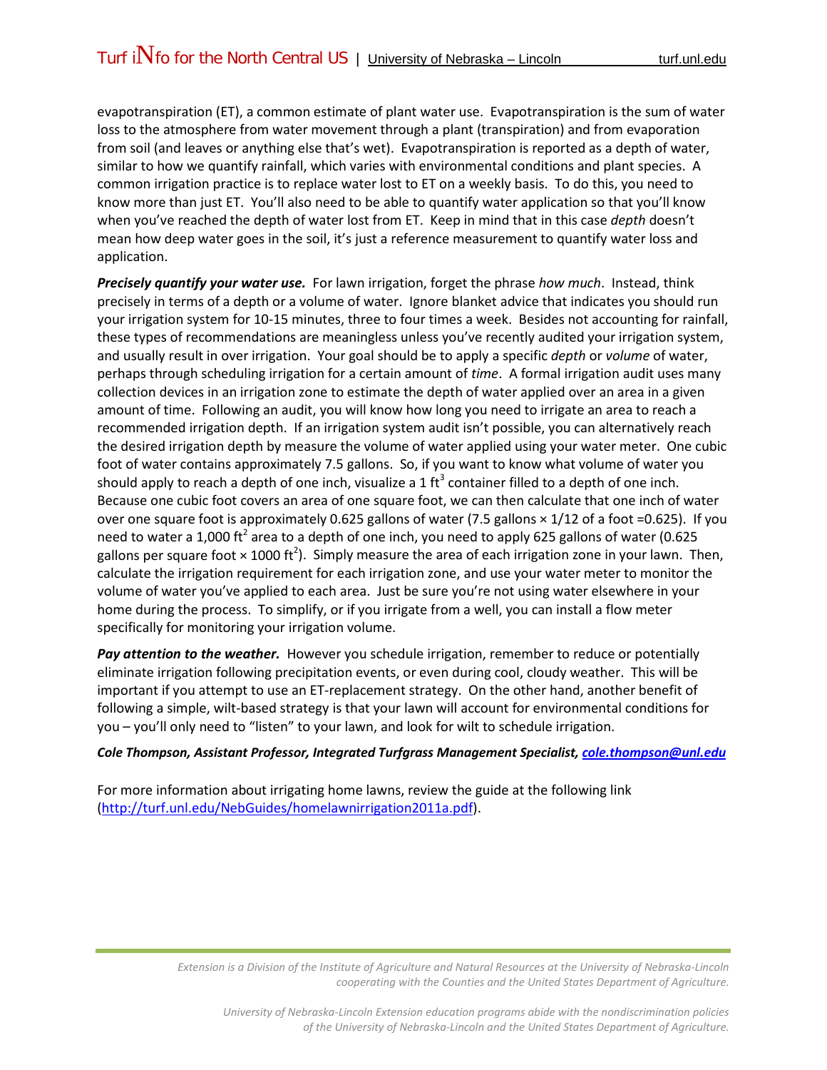evapotranspiration (ET), a common estimate of plant water use. Evapotranspiration is the sum of water loss to the atmosphere from water movement through a plant (transpiration) and from evaporation from soil (and leaves or anything else that's wet). Evapotranspiration is reported as a depth of water, similar to how we quantify rainfall, which varies with environmental conditions and plant species. A common irrigation practice is to replace water lost to ET on a weekly basis. To do this, you need to know more than just ET. You'll also need to be able to quantify water application so that you'll know when you've reached the depth of water lost from ET. Keep in mind that in this case *depth* doesn't mean how deep water goes in the soil, it's just a reference measurement to quantify water loss and application.

***Precisely quantify your water use.*** For lawn irrigation, forget the phrase *how much*. Instead, think precisely in terms of a depth or a volume of water. Ignore blanket advice that indicates you should run your irrigation system for 10-15 minutes, three to four times a week. Besides not accounting for rainfall, these types of recommendations are meaningless unless you've recently audited your irrigation system, and usually result in over irrigation. Your goal should be to apply a specific *depth* or *volume* of water, perhaps through scheduling irrigation for a certain amount of *time*. A formal irrigation audit uses many collection devices in an irrigation zone to estimate the depth of water applied over an area in a given amount of time. Following an audit, you will know how long you need to irrigate an area to reach a recommended irrigation depth. If an irrigation system audit isn't possible, you can alternatively reach the desired irrigation depth by measure the volume of water applied using your water meter. One cubic foot of water contains approximately 7.5 gallons. So, if you want to know what volume of water you should apply to reach a depth of one inch, visualize a 1 $ft^3$ container filled to a depth of one inch. Because one cubic foot covers an area of one square foot, we can then calculate that one inch of water over one square foot is approximately 0.625 gallons of water (7.5 gallons × 1/12 of a foot =0.625). If you need to water a 1,000 $ft^2$ area to a depth of one inch, you need to apply 625 gallons of water (0.625 gallons per square foot × 1000 $ft^2$). Simply measure the area of each irrigation zone in your lawn. Then, calculate the irrigation requirement for each irrigation zone, and use your water meter to monitor the volume of water you've applied to each area. Just be sure you're not using water elsewhere in your home during the process. To simplify, or if you irrigate from a well, you can install a flow meter specifically for monitoring your irrigation volume.

***Pay attention to the weather.*** However you schedule irrigation, remember to reduce or potentially eliminate irrigation following precipitation events, or even during cool, cloudy weather. This will be important if you attempt to use an ET-replacement strategy. On the other hand, another benefit of following a simple, wilt-based strategy is that your lawn will account for environmental conditions for you – you'll only need to "listen" to your lawn, and look for wilt to schedule irrigation.

***Cole Thompson, Assistant Professor, Integrated Turfgrass Management Specialist, cole.thompson@unl.edu***

For more information about irrigating home lawns, review the guide at the following link (http://turf.unl.edu/NebGuides/homelawnirrigation2011a.pdf).

*Extension is a Division of the Institute of Agriculture and Natural Resources at the University of Nebraska-Lincoln cooperating with the Counties and the United States Department of Agriculture.*

*University of Nebraska-Lincoln Extension education programs abide with the nondiscrimination policies of the University of Nebraska-Lincoln and the United States Department of Agriculture.*